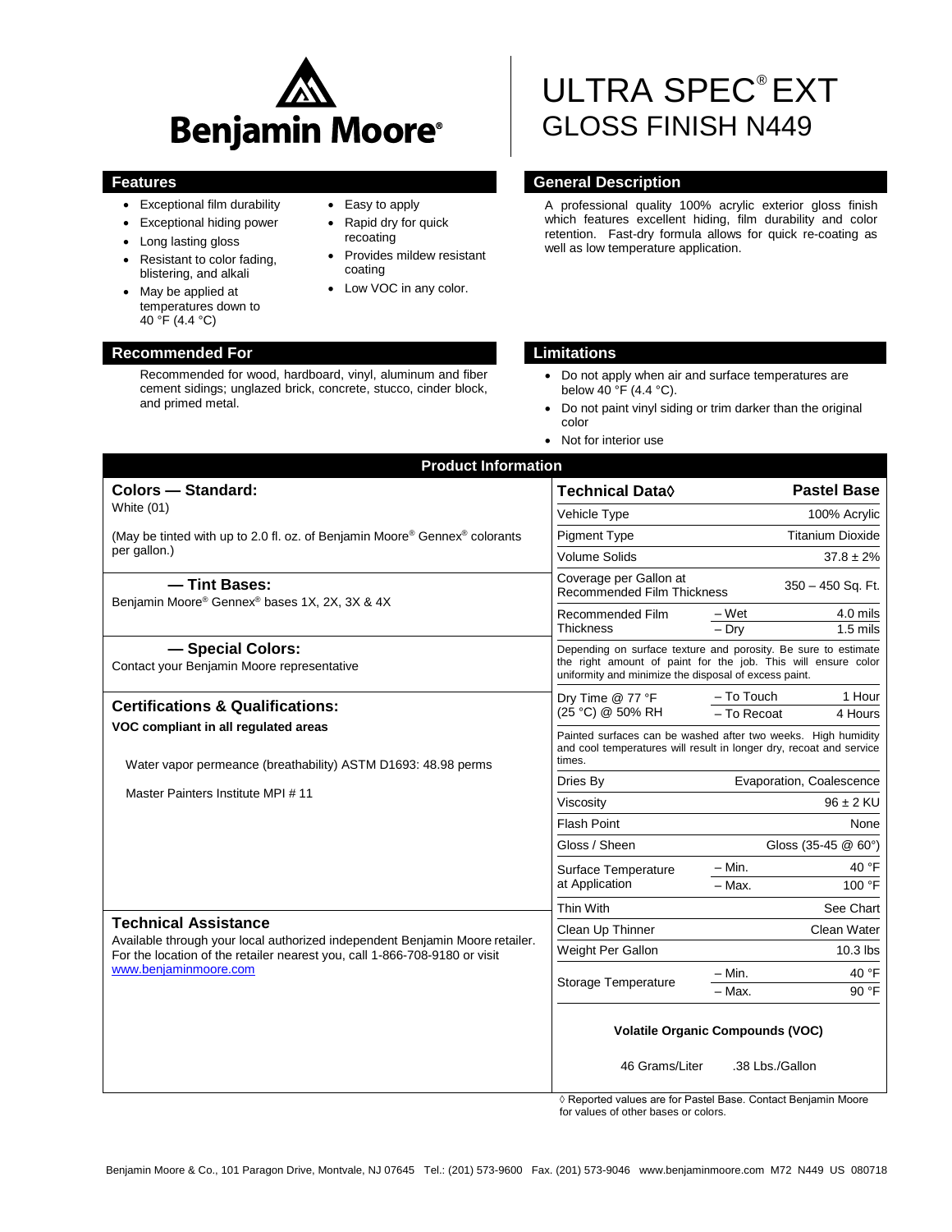# Benjamin Moore®

# ULTRA SPEC® EXT
## GLOSS FINISH N449

## Features

- Exceptional film durability
- Exceptional hiding power
- Long lasting gloss
- Resistant to color fading, blistering, and alkali
- May be applied at temperatures down to 40 °F (4.4 °C)
- Easy to apply
- Rapid dry for quick recoating
- Provides mildew resistant coating
- Low VOC in any color.

## General Description

A professional quality 100% acrylic exterior gloss finish which features excellent hiding, film durability and color retention. Fast-dry formula allows for quick re-coating as well as low temperature application.

## Recommended For

Recommended for wood, hardboard, vinyl, aluminum and fiber cement sidings; unglazed brick, concrete, stucco, cinder block, and primed metal.

## Limitations

- Do not apply when air and surface temperatures are below 40 °F (4.4 °C).
- Do not paint vinyl siding or trim darker than the original color
- Not for interior use

## Product Information

### Colors — Standard:

White (01)

(May be tinted with up to 2.0 fl. oz. of Benjamin Moore® Gennex® colorants per gallon.)

### — Tint Bases:

Benjamin Moore® Gennex® bases 1X, 2X, 3X & 4X

### — Special Colors:

Contact your Benjamin Moore representative

### Certifications & Qualifications:

**VOC compliant in all regulated areas**

Water vapor permeance (breathability) ASTM D1693: 48.98 perms

Master Painters Institute MPI # 11

### Technical Assistance

Available through your local authorized independent Benjamin Moore retailer. For the location of the retailer nearest you, call 1-866-708-9180 or visit www.benjaminmoore.com

| Technical Data◊ | | Pastel Base |
|---|---|---|
| Vehicle Type | | 100% Acrylic |
| Pigment Type | | Titanium Dioxide |
| Volume Solids | | 37.8 ± 2% |
| Coverage per Gallon at Recommended Film Thickness | | 350 – 450 Sq. Ft. |
| Recommended Film Thickness | – Wet | 4.0 mils |
| | – Dry | 1.5 mils |
| Depending on surface texture and porosity. Be sure to estimate the right amount of paint for the job. This will ensure color uniformity and minimize the disposal of excess paint. | | |
| Dry Time @ 77 °F (25 °C) @ 50% RH | – To Touch | 1 Hour |
| | – To Recoat | 4 Hours |
| Painted surfaces can be washed after two weeks. High humidity and cool temperatures will result in longer dry, recoat and service times. | | |
| Dries By | | Evaporation, Coalescence |
| Viscosity | | 96 ± 2 KU |
| Flash Point | | None |
| Gloss / Sheen | | Gloss (35-45 @ 60°) |
| Surface Temperature at Application | – Min. | 40 °F |
| | – Max. | 100 °F |
| Thin With | | See Chart |
| Clean Up Thinner | | Clean Water |
| Weight Per Gallon | | 10.3 lbs |
| Storage Temperature | – Min. | 40 °F |
| | – Max. | 90 °F |

**Volatile Organic Compounds (VOC)**

46 Grams/Liter .38 Lbs./Gallon

◊ Reported values are for Pastel Base. Contact Benjamin Moore for values of other bases or colors.

Benjamin Moore & Co., 101 Paragon Drive, Montvale, NJ 07645 Tel.: (201) 573-9600 Fax. (201) 573-9046 www.benjaminmoore.com M72 N449 US 080718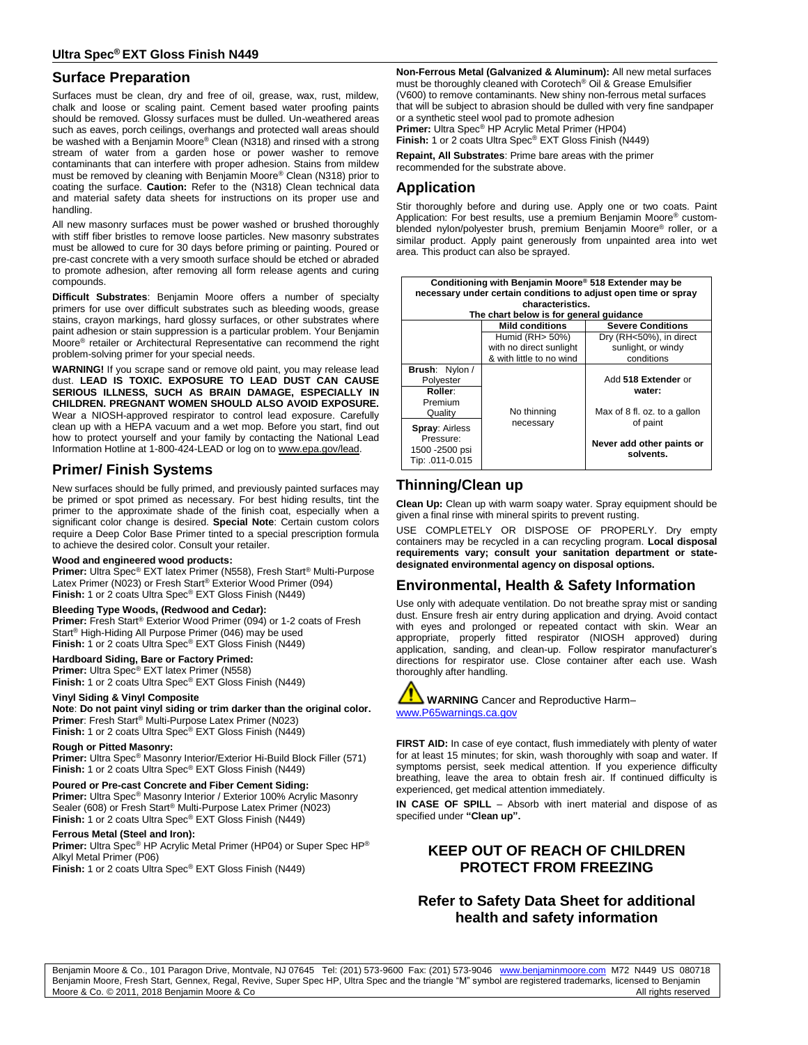## Surface Preparation

Surfaces must be clean, dry and free of oil, grease, wax, rust, mildew, chalk and loose or scaling paint. Cement based water proofing paints should be removed. Glossy surfaces must be dulled. Un-weathered areas such as eaves, porch ceilings, overhangs and protected wall areas should be washed with a Benjamin Moore® Clean (N318) and rinsed with a strong stream of water from a garden hose or power washer to remove contaminants that can interfere with proper adhesion. Stains from mildew must be removed by cleaning with Benjamin Moore® Clean (N318) prior to coating the surface. **Caution:** Refer to the (N318) Clean technical data and material safety data sheets for instructions on its proper use and handling.

All new masonry surfaces must be power washed or brushed thoroughly with stiff fiber bristles to remove loose particles. New masonry substrates must be allowed to cure for 30 days before priming or painting. Poured or pre-cast concrete with a very smooth surface should be etched or abraded to promote adhesion, after removing all form release agents and curing compounds.

**Difficult Substrates**: Benjamin Moore offers a number of specialty primers for use over difficult substrates such as bleeding woods, grease stains, crayon markings, hard glossy surfaces, or other substrates where paint adhesion or stain suppression is a particular problem. Your Benjamin Moore® retailer or Architectural Representative can recommend the right problem-solving primer for your special needs.

**WARNING!** If you scrape sand or remove old paint, you may release lead dust. **LEAD IS TOXIC. EXPOSURE TO LEAD DUST CAN CAUSE SERIOUS ILLNESS, SUCH AS BRAIN DAMAGE, ESPECIALLY IN CHILDREN. PREGNANT WOMEN SHOULD ALSO AVOID EXPOSURE.** Wear a NIOSH-approved respirator to control lead exposure. Carefully clean up with a HEPA vacuum and a wet mop. Before you start, find out how to protect yourself and your family by contacting the National Lead Information Hotline at 1-800-424-LEAD or log on to www.epa.gov/lead.

## Primer/ Finish Systems

New surfaces should be fully primed, and previously painted surfaces may be primed or spot primed as necessary. For best hiding results, tint the primer to the approximate shade of the finish coat, especially when a significant color change is desired. **Special Note**: Certain custom colors require a Deep Color Base Primer tinted to a special prescription formula to achieve the desired color. Consult your retailer.

**Wood and engineered wood products:**
**Primer:** Ultra Spec® EXT latex Primer (N558), Fresh Start® Multi-Purpose Latex Primer (N023) or Fresh Start® Exterior Wood Primer (094)
**Finish:** 1 or 2 coats Ultra Spec® EXT Gloss Finish (N449)

**Bleeding Type Woods, (Redwood and Cedar):**
**Primer:** Fresh Start® Exterior Wood Primer (094) or 1-2 coats of Fresh Start® High-Hiding All Purpose Primer (046) may be used
**Finish:** 1 or 2 coats Ultra Spec® EXT Gloss Finish (N449)

**Hardboard Siding, Bare or Factory Primed:**
**Primer:** Ultra Spec® EXT latex Primer (N558)
**Finish:** 1 or 2 coats Ultra Spec® EXT Gloss Finish (N449)

**Vinyl Siding & Vinyl Composite**
**Note**: **Do not paint vinyl siding or trim darker than the original color.**
**Primer**: Fresh Start® Multi-Purpose Latex Primer (N023)
**Finish:** 1 or 2 coats Ultra Spec® EXT Gloss Finish (N449)

**Rough or Pitted Masonry:**
**Primer:** Ultra Spec® Masonry Interior/Exterior Hi-Build Block Filler (571)
**Finish:** 1 or 2 coats Ultra Spec® EXT Gloss Finish (N449)

**Poured or Pre-cast Concrete and Fiber Cement Siding:**
**Primer:** Ultra Spec® Masonry Interior / Exterior 100% Acrylic Masonry Sealer (608) or Fresh Start® Multi-Purpose Latex Primer (N023)
**Finish:** 1 or 2 coats Ultra Spec® EXT Gloss Finish (N449)

**Ferrous Metal (Steel and Iron):**
**Primer:** Ultra Spec® HP Acrylic Metal Primer (HP04) or Super Spec HP® Alkyl Metal Primer (P06)
**Finish:** 1 or 2 coats Ultra Spec® EXT Gloss Finish (N449)

**Non-Ferrous Metal (Galvanized & Aluminum):** All new metal surfaces must be thoroughly cleaned with Corotech® Oil & Grease Emulsifier (V600) to remove contaminants. New shiny non-ferrous metal surfaces that will be subject to abrasion should be dulled with very fine sandpaper or a synthetic steel wool pad to promote adhesion
**Primer:** Ultra Spec® HP Acrylic Metal Primer (HP04)
**Finish:** 1 or 2 coats Ultra Spec® EXT Gloss Finish (N449)

**Repaint, All Substrates**: Prime bare areas with the primer recommended for the substrate above.

## Application

Stir thoroughly before and during use. Apply one or two coats. Paint Application: For best results, use a premium Benjamin Moore® custom-blended nylon/polyester brush, premium Benjamin Moore® roller, or a similar product. Apply paint generously from unpainted area into wet area. This product can also be sprayed.

**Conditioning with Benjamin Moore® 518 Extender may be necessary under certain conditions to adjust open time or spray characteristics.**
**The chart below is for general guidance**

| | **Mild conditions** | **Severe Conditions** |
|---|---|---|
| | Humid (RH> 50%) with no direct sunlight & with little to no wind | Dry (RH<50%), in direct sunlight, or windy conditions |
| **Brush**: Nylon / Polyester<br>**Roller**: Premium Quality<br>**Spray**: Airless Pressure: 1500 -2500 psi Tip: .011-0.015 | No thinning necessary | Add **518 Extender** or **water**:<br>Max of 8 fl. oz. to a gallon of paint<br>**Never add other paints or solvents.** |

## Thinning/Clean up

**Clean Up:** Clean up with warm soapy water. Spray equipment should be given a final rinse with mineral spirits to prevent rusting.

USE COMPLETELY OR DISPOSE OF PROPERLY. Dry empty containers may be recycled in a can recycling program. **Local disposal requirements vary; consult your sanitation department or state-designated environmental agency on disposal options.**

## Environmental, Health & Safety Information

Use only with adequate ventilation. Do not breathe spray mist or sanding dust. Ensure fresh air entry during application and drying. Avoid contact with eyes and prolonged or repeated contact with skin. Wear an appropriate, properly fitted respirator (NIOSH approved) during application, sanding, and clean-up. Follow respirator manufacturer's directions for respirator use. Close container after each use. Wash thoroughly after handling.

**WARNING** Cancer and Reproductive Harm– www.P65warnings.ca.gov

**FIRST AID:** In case of eye contact, flush immediately with plenty of water for at least 15 minutes; for skin, wash thoroughly with soap and water. If symptoms persist, seek medical attention. If you experience difficulty breathing, leave the area to obtain fresh air. If continued difficulty is experienced, get medical attention immediately.

**IN CASE OF SPILL** – Absorb with inert material and dispose of as specified under **"Clean up".**

**KEEP OUT OF REACH OF CHILDREN**
**PROTECT FROM FREEZING**

**Refer to Safety Data Sheet for additional health and safety information**

Benjamin Moore & Co., 101 Paragon Drive, Montvale, NJ 07645 Tel: (201) 573-9600 Fax: (201) 573-9046 www.benjaminmoore.com M72 N449 US 080718
Benjamin Moore, Fresh Start, Gennex, Regal, Revive, Super Spec HP, Ultra Spec and the triangle "M" symbol are registered trademarks, licensed to Benjamin Moore & Co. © 2011, 2018 Benjamin Moore & Co All rights reserved